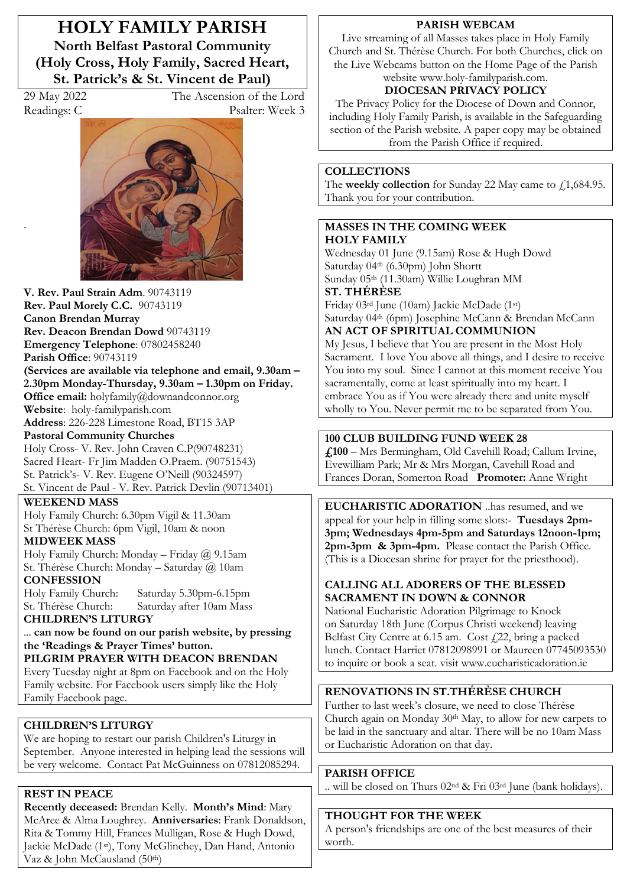# HOLY FAMILY PARISH

## North Belfast Pastoral Community (Holy Cross, Holy Family, Sacred Heart, St. Patrick's & St. Vincent de Paul)

29 May 2022 — The Ascension of the Lord

Readings: C — Psalter: Week 3

**V. Rev. Paul Strain Adm**. 90743119
**Rev. Paul Morely C.C.** 90743119
**Canon Brendan Murray**
**Rev. Deacon Brendan Dowd** 90743119
**Emergency Telephone**: 07802458240
**Parish Office**: 90743119
**(Services are available via telephone and email, 9.30am – 2.30pm Monday-Thursday, 9.30am – 1.30pm on Friday.**
**Office email:** holyfamily@downandconnor.org
**Website**: holy-familyparish.com
**Address**: 226-228 Limestone Road, BT15 3AP

**Pastoral Community Churches**
Holy Cross- V. Rev. John Craven C.P(90748231)
Sacred Heart- Fr Jim Madden O.Praem. (90751543)
St. Patrick's- V. Rev. Eugene O'Neill (90324597)
St. Vincent de Paul - V. Rev. Patrick Devlin (90713401)

**WEEKEND MASS**
Holy Family Church: 6.30pm Vigil & 11.30am
St Thérèse Church: 6pm Vigil, 10am & noon

**MIDWEEK MASS**
Holy Family Church: Monday – Friday @ 9.15am
St. Thérèse Church: Monday – Saturday @ 10am

**CONFESSION**
Holy Family Church: Saturday 5.30pm-6.15pm
St. Thérèse Church: Saturday after 10am Mass

**CHILDREN'S LITURGY**
... **can now be found on our parish website, by pressing the 'Readings & Prayer Times' button.**

**PILGRIM PRAYER WITH DEACON BRENDAN**
Every Tuesday night at 8pm on Facebook and on the Holy Family website. For Facebook users simply like the Holy Family Facebook page.

**CHILDREN'S LITURGY**
We are hoping to restart our parish Children's Liturgy in September. Anyone interested in helping lead the sessions will be very welcome. Contact Pat McGuinness on 07812085294.

**REST IN PEACE**
**Recently deceased:** Brendan Kelly. **Month's Mind**: Mary McAree & Alma Loughrey. **Anniversaries**: Frank Donaldson, Rita & Tommy Hill, Frances Mulligan, Rose & Hugh Dowd, Jackie McDade (1st), Tony McGlinchey, Dan Hand, Antonio Vaz & John McCausland (50th)

**PARISH WEBCAM**
Live streaming of all Masses takes place in Holy Family Church and St. Thérèse Church. For both Churches, click on the Live Webcams button on the Home Page of the Parish website www.holy-familyparish.com.

**DIOCESAN PRIVACY POLICY**
The Privacy Policy for the Diocese of Down and Connor, including Holy Family Parish, is available in the Safeguarding section of the Parish website. A paper copy may be obtained from the Parish Office if required.

**COLLECTIONS**
The **weekly collection** for Sunday 22 May came to £1,684.95. Thank you for your contribution.

**MASSES IN THE COMING WEEK**

**HOLY FAMILY**
Wednesday 01 June (9.15am) Rose & Hugh Dowd
Saturday 04th (6.30pm) John Shortt
Sunday 05th (11.30am) Willie Loughran MM

**ST. THÉRÈSE**
Friday 03rd June (10am) Jackie McDade (1st)
Saturday 04th (6pm) Josephine McCann & Brendan McCann

**AN ACT OF SPIRITUAL COMMUNION**
My Jesus, I believe that You are present in the Most Holy Sacrament. I love You above all things, and I desire to receive You into my soul. Since I cannot at this moment receive You sacramentally, come at least spiritually into my heart. I embrace You as if You were already there and unite myself wholly to You. Never permit me to be separated from You.

**100 CLUB BUILDING FUND WEEK 28**
**£100** – Mrs Bermingham, Old Cavehill Road; Callum Irvine, Evewilliam Park; Mr & Mrs Morgan, Cavehill Road and Frances Doran, Somerton Road **Promoter:** Anne Wright

**EUCHARISTIC ADORATION** ..has resumed, and we appeal for your help in filling some slots:- **Tuesdays 2pm-3pm; Wednesdays 4pm-5pm and Saturdays 12noon-1pm; 2pm-3pm & 3pm-4pm.** Please contact the Parish Office. (This is a Diocesan shrine for prayer for the priesthood).

**CALLING ALL ADORERS OF THE BLESSED SACRAMENT IN DOWN & CONNOR**
National Eucharistic Adoration Pilgrimage to Knock on Saturday 18th June (Corpus Christi weekend) leaving Belfast City Centre at 6.15 am. Cost £22, bring a packed lunch. Contact Harriet 07812098991 or Maureen 07745093530 to inquire or book a seat. visit www.eucharisticadoration.ie

**RENOVATIONS IN ST.THÉRÈSE CHURCH**
Further to last week's closure, we need to close Thérèse Church again on Monday 30th May, to allow for new carpets to be laid in the sanctuary and altar. There will be no 10am Mass or Eucharistic Adoration on that day.

**PARISH OFFICE**
.. will be closed on Thurs 02nd & Fri 03rd June (bank holidays).

**THOUGHT FOR THE WEEK**
A person's friendships are one of the best measures of their worth.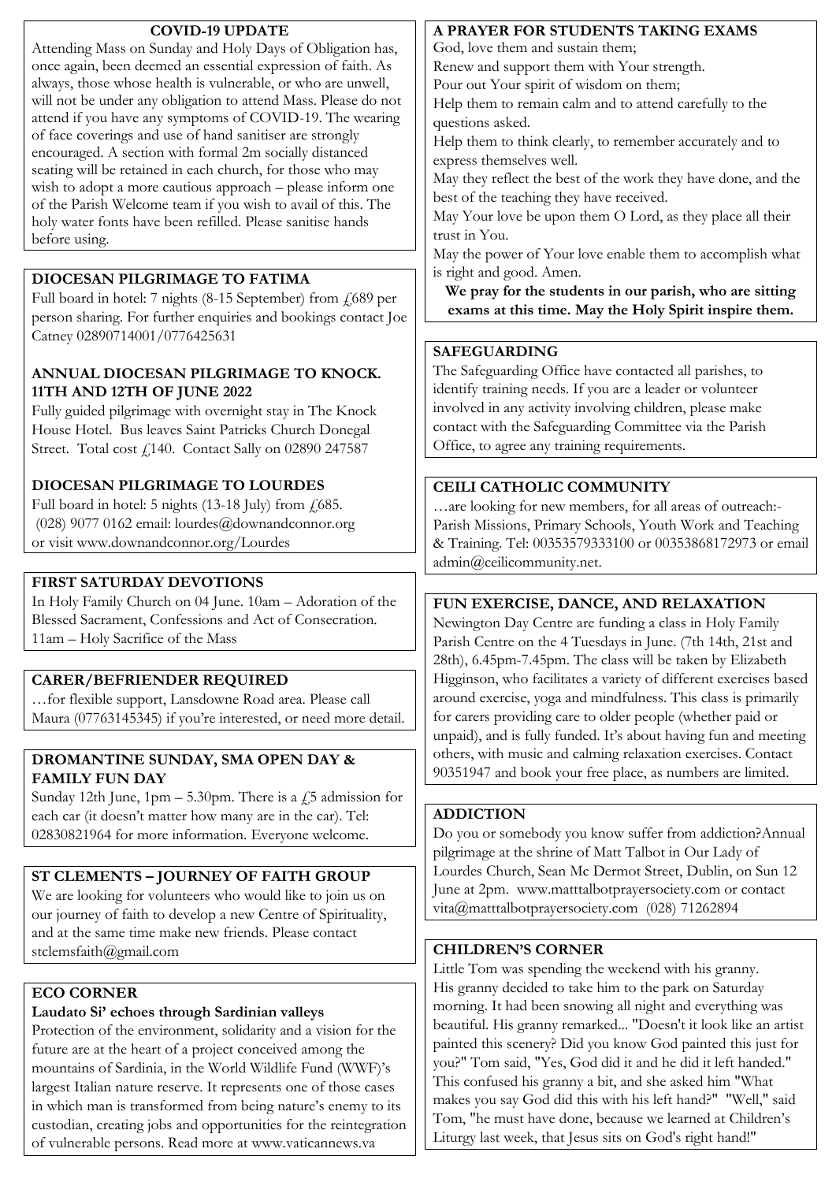## COVID-19 UPDATE

Attending Mass on Sunday and Holy Days of Obligation has, once again, been deemed an essential expression of faith. As always, those whose health is vulnerable, or who are unwell, will not be under any obligation to attend Mass. Please do not attend if you have any symptoms of COVID-19. The wearing of face coverings and use of hand sanitiser are strongly encouraged. A section with formal 2m socially distanced seating will be retained in each church, for those who may wish to adopt a more cautious approach – please inform one of the Parish Welcome team if you wish to avail of this. The holy water fonts have been refilled. Please sanitise hands before using.

## DIOCESAN PILGRIMAGE TO FATIMA

Full board in hotel: 7 nights (8-15 September) from £689 per person sharing. For further enquiries and bookings contact Joe Catney 02890714001/0776425631

## ANNUAL DIOCESAN PILGRIMAGE TO KNOCK. 11TH AND 12TH OF JUNE 2022

Fully guided pilgrimage with overnight stay in The Knock House Hotel. Bus leaves Saint Patricks Church Donegal Street. Total cost £140. Contact Sally on 02890 247587

## DIOCESAN PILGRIMAGE TO LOURDES

Full board in hotel: 5 nights (13-18 July) from £685. (028) 9077 0162 email: lourdes@downandconnor.org or visit www.downandconnor.org/Lourdes

## FIRST SATURDAY DEVOTIONS

In Holy Family Church on 04 June. 10am – Adoration of the Blessed Sacrament, Confessions and Act of Consecration. 11am – Holy Sacrifice of the Mass

## CARER/BEFRIENDER REQUIRED

…for flexible support, Lansdowne Road area. Please call Maura (07763145345) if you're interested, or need more detail.

## DROMANTINE SUNDAY, SMA OPEN DAY & FAMILY FUN DAY

Sunday 12th June, 1pm – 5.30pm. There is a £5 admission for each car (it doesn't matter how many are in the car). Tel: 02830821964 for more information. Everyone welcome.

## ST CLEMENTS – JOURNEY OF FAITH GROUP

We are looking for volunteers who would like to join us on our journey of faith to develop a new Centre of Spirituality, and at the same time make new friends. Please contact stclemsfaith@gmail.com

## ECO CORNER

**Laudato Si' echoes through Sardinian valleys**

Protection of the environment, solidarity and a vision for the future are at the heart of a project conceived among the mountains of Sardinia, in the World Wildlife Fund (WWF)'s largest Italian nature reserve. It represents one of those cases in which man is transformed from being nature's enemy to its custodian, creating jobs and opportunities for the reintegration of vulnerable persons. Read more at www.vaticannews.va

## A PRAYER FOR STUDENTS TAKING EXAMS

God, love them and sustain them;
Renew and support them with Your strength.
Pour out Your spirit of wisdom on them;
Help them to remain calm and to attend carefully to the questions asked.
Help them to think clearly, to remember accurately and to express themselves well.
May they reflect the best of the work they have done, and the best of the teaching they have received.
May Your love be upon them O Lord, as they place all their trust in You.
May the power of Your love enable them to accomplish what is right and good. Amen.

**We pray for the students in our parish, who are sitting exams at this time. May the Holy Spirit inspire them.**

## SAFEGUARDING

The Safeguarding Office have contacted all parishes, to identify training needs. If you are a leader or volunteer involved in any activity involving children, please make contact with the Safeguarding Committee via the Parish Office, to agree any training requirements.

## CEILI CATHOLIC COMMUNITY

…are looking for new members, for all areas of outreach:- Parish Missions, Primary Schools, Youth Work and Teaching & Training. Tel: 00353579333100 or 00353868172973 or email admin@ceilicommunity.net.

## FUN EXERCISE, DANCE, AND RELAXATION

Newington Day Centre are funding a class in Holy Family Parish Centre on the 4 Tuesdays in June. (7th 14th, 21st and 28th), 6.45pm-7.45pm. The class will be taken by Elizabeth Higginson, who facilitates a variety of different exercises based around exercise, yoga and mindfulness. This class is primarily for carers providing care to older people (whether paid or unpaid), and is fully funded. It's about having fun and meeting others, with music and calming relaxation exercises. Contact 90351947 and book your free place, as numbers are limited.

## ADDICTION

Do you or somebody you know suffer from addiction?Annual pilgrimage at the shrine of Matt Talbot in Our Lady of Lourdes Church, Sean Mc Dermot Street, Dublin, on Sun 12 June at 2pm. www.matttalbotprayersociety.com or contact vita@matttalbotprayersociety.com (028) 71262894

## CHILDREN'S CORNER

Little Tom was spending the weekend with his granny. His granny decided to take him to the park on Saturday morning. It had been snowing all night and everything was beautiful. His granny remarked... "Doesn't it look like an artist painted this scenery? Did you know God painted this just for you?" Tom said, "Yes, God did it and he did it left handed." This confused his granny a bit, and she asked him "What makes you say God did this with his left hand?" "Well," said Tom, "he must have done, because we learned at Children's Liturgy last week, that Jesus sits on God's right hand!"